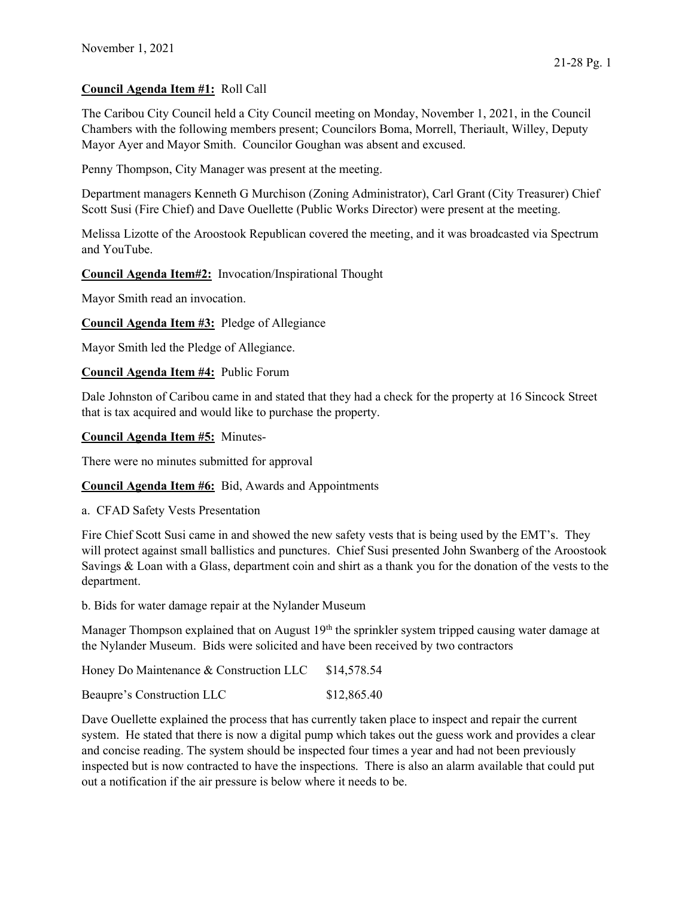November 1, 2021

**Council Agenda Item #1:** Roll Call

The Caribou City Council held a City Council meeting on Monday, November 1, 2021, in the Council Chambers with the following members present; Councilors Boma, Morrell, Theriault, Willey, Deputy Mayor Ayer and Mayor Smith. Councilor Goughan was absent and excused.

Penny Thompson, City Manager was present at the meeting.

Department managers Kenneth G Murchison (Zoning Administrator), Carl Grant (City Treasurer) Chief Scott Susi (Fire Chief) and Dave Ouellette (Public Works Director) were present at the meeting.

Melissa Lizotte of the Aroostook Republican covered the meeting, and it was broadcasted via Spectrum and YouTube.

**Council Agenda Item#2:** Invocation/Inspirational Thought

Mayor Smith read an invocation.

**Council Agenda Item #3:** Pledge of Allegiance

Mayor Smith led the Pledge of Allegiance.

**Council Agenda Item #4:** Public Forum

Dale Johnston of Caribou came in and stated that they had a check for the property at 16 Sincock Street that is tax acquired and would like to purchase the property.

**Council Agenda Item #5:** Minutes-

There were no minutes submitted for approval

**Council Agenda Item #6:** Bid, Awards and Appointments

a. CFAD Safety Vests Presentation

Fire Chief Scott Susi came in and showed the new safety vests that is being used by the EMT's. They will protect against small ballistics and punctures. Chief Susi presented John Swanberg of the Aroostook Savings & Loan with a Glass, department coin and shirt as a thank you for the donation of the vests to the department.

b. Bids for water damage repair at the Nylander Museum

Manager Thompson explained that on August 19th the sprinkler system tripped causing water damage at the Nylander Museum. Bids were solicited and have been received by two contractors

| | |
|---|---|
| Honey Do Maintenance & Construction LLC | $14,578.54 |
| Beaupre's Construction LLC | $12,865.40 |

Dave Ouellette explained the process that has currently taken place to inspect and repair the current system. He stated that there is now a digital pump which takes out the guess work and provides a clear and concise reading. The system should be inspected four times a year and had not been previously inspected but is now contracted to have the inspections. There is also an alarm available that could put out a notification if the air pressure is below where it needs to be.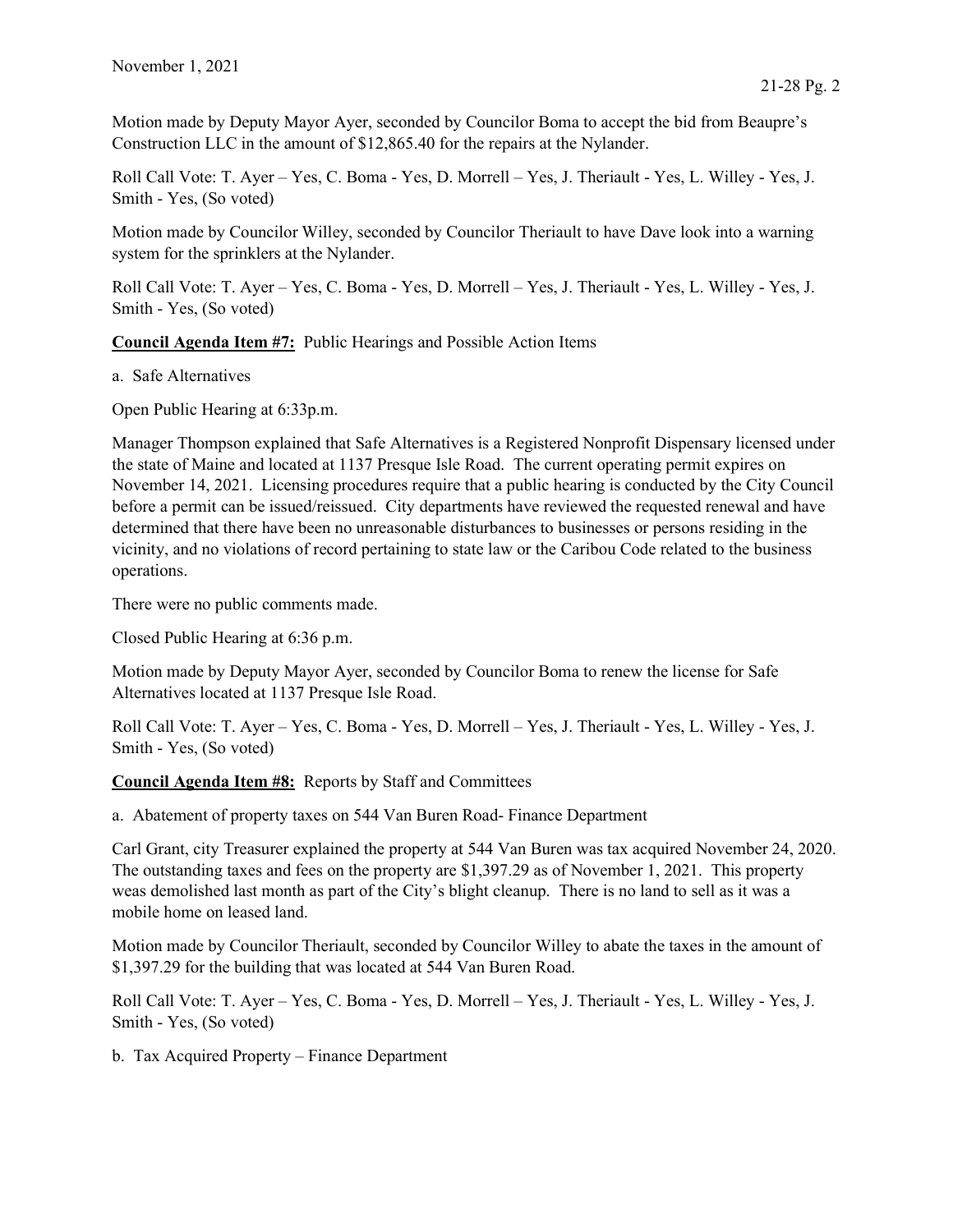Motion made by Deputy Mayor Ayer, seconded by Councilor Boma to accept the bid from Beaupre's Construction LLC in the amount of $12,865.40 for the repairs at the Nylander.

Roll Call Vote: T. Ayer – Yes, C. Boma - Yes, D. Morrell – Yes, J. Theriault - Yes, L. Willey - Yes, J. Smith - Yes, (So voted)

Motion made by Councilor Willey, seconded by Councilor Theriault to have Dave look into a warning system for the sprinklers at the Nylander.

Roll Call Vote: T. Ayer – Yes, C. Boma - Yes, D. Morrell – Yes, J. Theriault - Yes, L. Willey - Yes, J. Smith - Yes, (So voted)

**Council Agenda Item #7:** Public Hearings and Possible Action Items

a. Safe Alternatives

Open Public Hearing at 6:33p.m.

Manager Thompson explained that Safe Alternatives is a Registered Nonprofit Dispensary licensed under the state of Maine and located at 1137 Presque Isle Road. The current operating permit expires on November 14, 2021. Licensing procedures require that a public hearing is conducted by the City Council before a permit can be issued/reissued. City departments have reviewed the requested renewal and have determined that there have been no unreasonable disturbances to businesses or persons residing in the vicinity, and no violations of record pertaining to state law or the Caribou Code related to the business operations.

There were no public comments made.

Closed Public Hearing at 6:36 p.m.

Motion made by Deputy Mayor Ayer, seconded by Councilor Boma to renew the license for Safe Alternatives located at 1137 Presque Isle Road.

Roll Call Vote: T. Ayer – Yes, C. Boma - Yes, D. Morrell – Yes, J. Theriault - Yes, L. Willey - Yes, J. Smith - Yes, (So voted)

**Council Agenda Item #8:** Reports by Staff and Committees

a. Abatement of property taxes on 544 Van Buren Road- Finance Department

Carl Grant, city Treasurer explained the property at 544 Van Buren was tax acquired November 24, 2020. The outstanding taxes and fees on the property are $1,397.29 as of November 1, 2021. This property weas demolished last month as part of the City's blight cleanup. There is no land to sell as it was a mobile home on leased land.

Motion made by Councilor Theriault, seconded by Councilor Willey to abate the taxes in the amount of $1,397.29 for the building that was located at 544 Van Buren Road.

Roll Call Vote: T. Ayer – Yes, C. Boma - Yes, D. Morrell – Yes, J. Theriault - Yes, L. Willey - Yes, J. Smith - Yes, (So voted)

b. Tax Acquired Property – Finance Department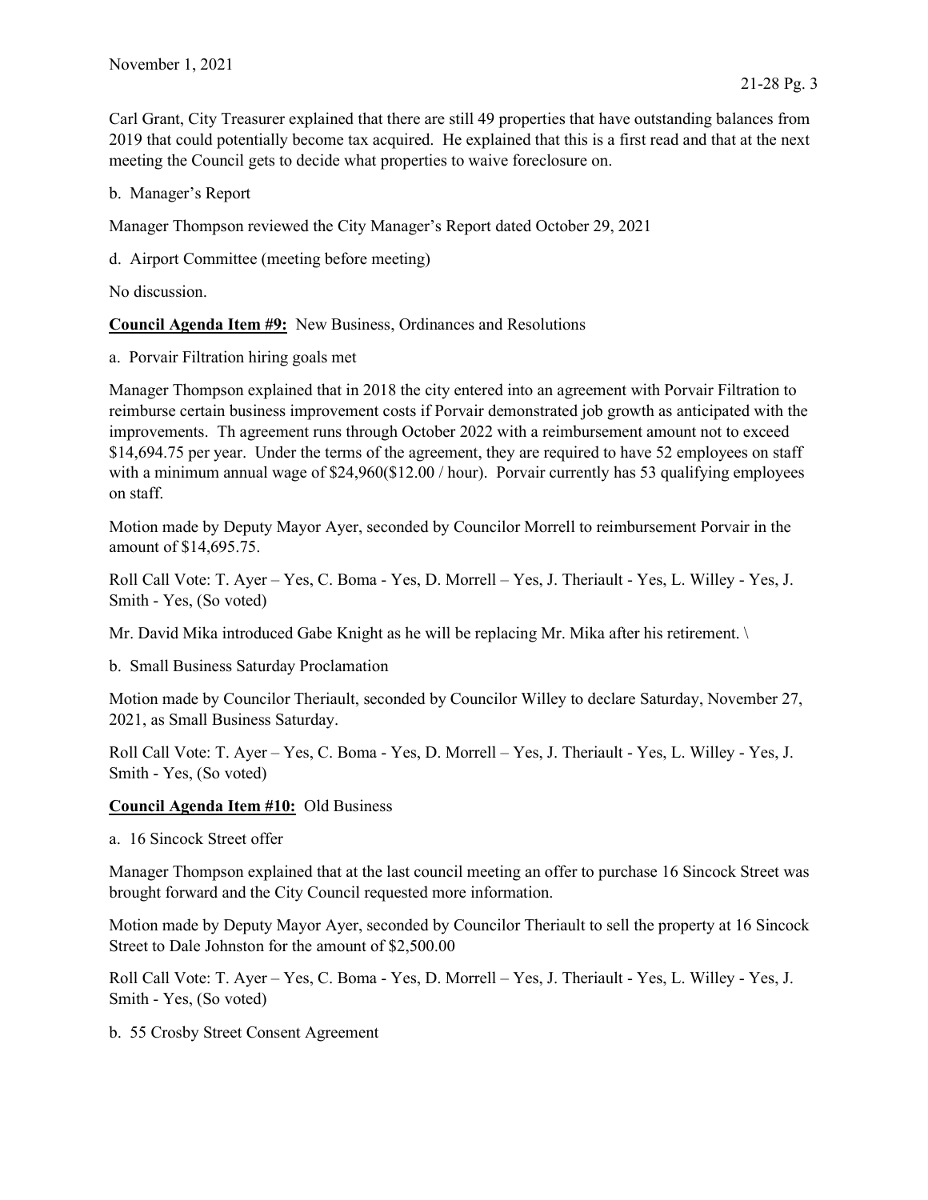Carl Grant, City Treasurer explained that there are still 49 properties that have outstanding balances from 2019 that could potentially become tax acquired. He explained that this is a first read and that at the next meeting the Council gets to decide what properties to waive foreclosure on.

b. Manager's Report

Manager Thompson reviewed the City Manager's Report dated October 29, 2021

d. Airport Committee (meeting before meeting)

No discussion.

**Council Agenda Item #9:** New Business, Ordinances and Resolutions

a. Porvair Filtration hiring goals met

Manager Thompson explained that in 2018 the city entered into an agreement with Porvair Filtration to reimburse certain business improvement costs if Porvair demonstrated job growth as anticipated with the improvements. Th agreement runs through October 2022 with a reimbursement amount not to exceed $14,694.75 per year. Under the terms of the agreement, they are required to have 52 employees on staff with a minimum annual wage of $24,960($12.00 / hour). Porvair currently has 53 qualifying employees on staff.

Motion made by Deputy Mayor Ayer, seconded by Councilor Morrell to reimbursement Porvair in the amount of $14,695.75.

Roll Call Vote: T. Ayer – Yes, C. Boma - Yes, D. Morrell – Yes, J. Theriault - Yes, L. Willey - Yes, J. Smith - Yes, (So voted)

Mr. David Mika introduced Gabe Knight as he will be replacing Mr. Mika after his retirement. \

b. Small Business Saturday Proclamation

Motion made by Councilor Theriault, seconded by Councilor Willey to declare Saturday, November 27, 2021, as Small Business Saturday.

Roll Call Vote: T. Ayer – Yes, C. Boma - Yes, D. Morrell – Yes, J. Theriault - Yes, L. Willey - Yes, J. Smith - Yes, (So voted)

**Council Agenda Item #10:** Old Business

a. 16 Sincock Street offer

Manager Thompson explained that at the last council meeting an offer to purchase 16 Sincock Street was brought forward and the City Council requested more information.

Motion made by Deputy Mayor Ayer, seconded by Councilor Theriault to sell the property at 16 Sincock Street to Dale Johnston for the amount of $2,500.00

Roll Call Vote: T. Ayer – Yes, C. Boma - Yes, D. Morrell – Yes, J. Theriault - Yes, L. Willey - Yes, J. Smith - Yes, (So voted)

b. 55 Crosby Street Consent Agreement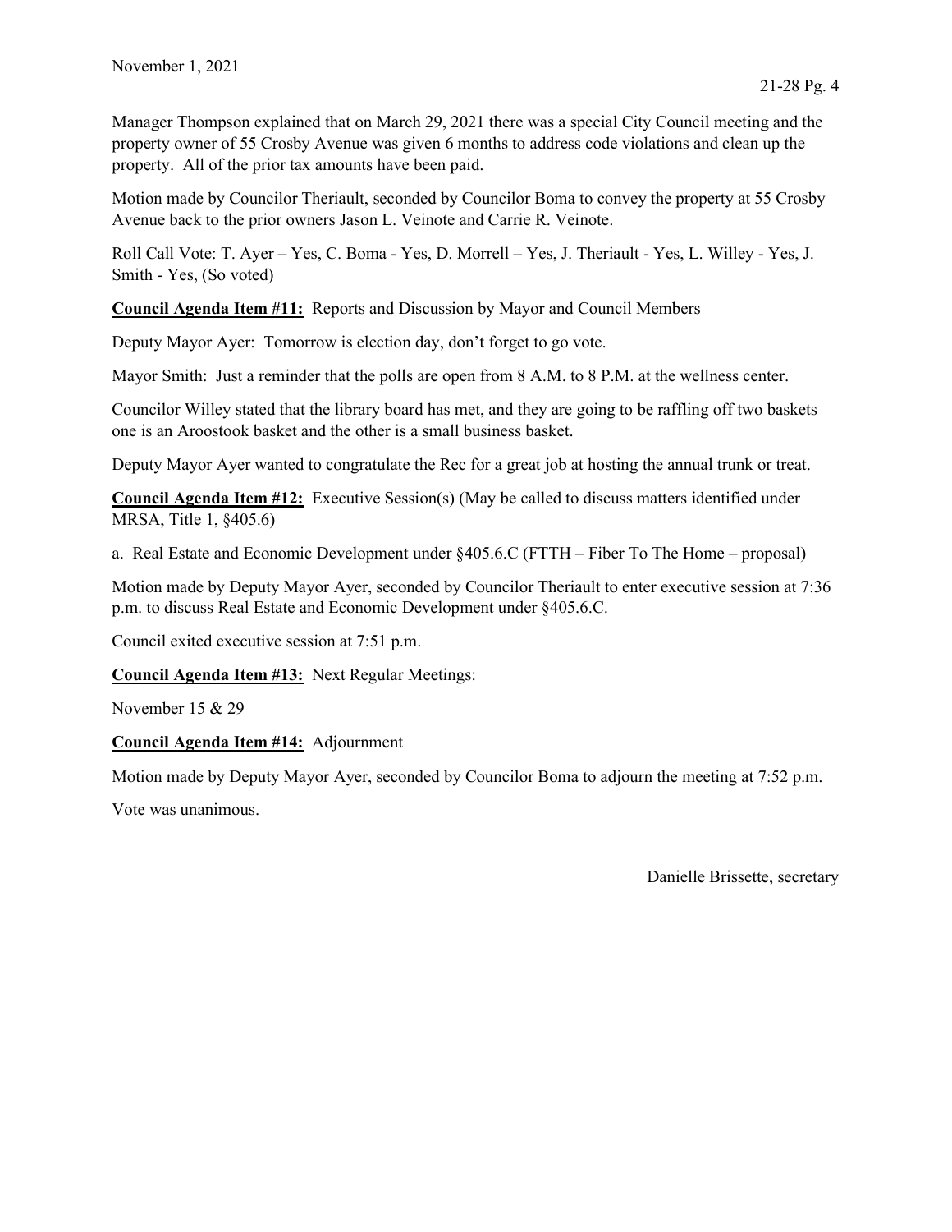Manager Thompson explained that on March 29, 2021 there was a special City Council meeting and the property owner of 55 Crosby Avenue was given 6 months to address code violations and clean up the property. All of the prior tax amounts have been paid.

Motion made by Councilor Theriault, seconded by Councilor Boma to convey the property at 55 Crosby Avenue back to the prior owners Jason L. Veinote and Carrie R. Veinote.

Roll Call Vote: T. Ayer – Yes, C. Boma - Yes, D. Morrell – Yes, J. Theriault - Yes, L. Willey - Yes, J. Smith - Yes, (So voted)

**Council Agenda Item #11:** Reports and Discussion by Mayor and Council Members

Deputy Mayor Ayer: Tomorrow is election day, don't forget to go vote.

Mayor Smith: Just a reminder that the polls are open from 8 A.M. to 8 P.M. at the wellness center.

Councilor Willey stated that the library board has met, and they are going to be raffling off two baskets one is an Aroostook basket and the other is a small business basket.

Deputy Mayor Ayer wanted to congratulate the Rec for a great job at hosting the annual trunk or treat.

**Council Agenda Item #12:** Executive Session(s) (May be called to discuss matters identified under MRSA, Title 1, §405.6)

a. Real Estate and Economic Development under §405.6.C (FTTH – Fiber To The Home – proposal)

Motion made by Deputy Mayor Ayer, seconded by Councilor Theriault to enter executive session at 7:36 p.m. to discuss Real Estate and Economic Development under §405.6.C.

Council exited executive session at 7:51 p.m.

**Council Agenda Item #13:** Next Regular Meetings:

November 15 & 29

**Council Agenda Item #14:** Adjournment

Motion made by Deputy Mayor Ayer, seconded by Councilor Boma to adjourn the meeting at 7:52 p.m.

Vote was unanimous.

Danielle Brissette, secretary